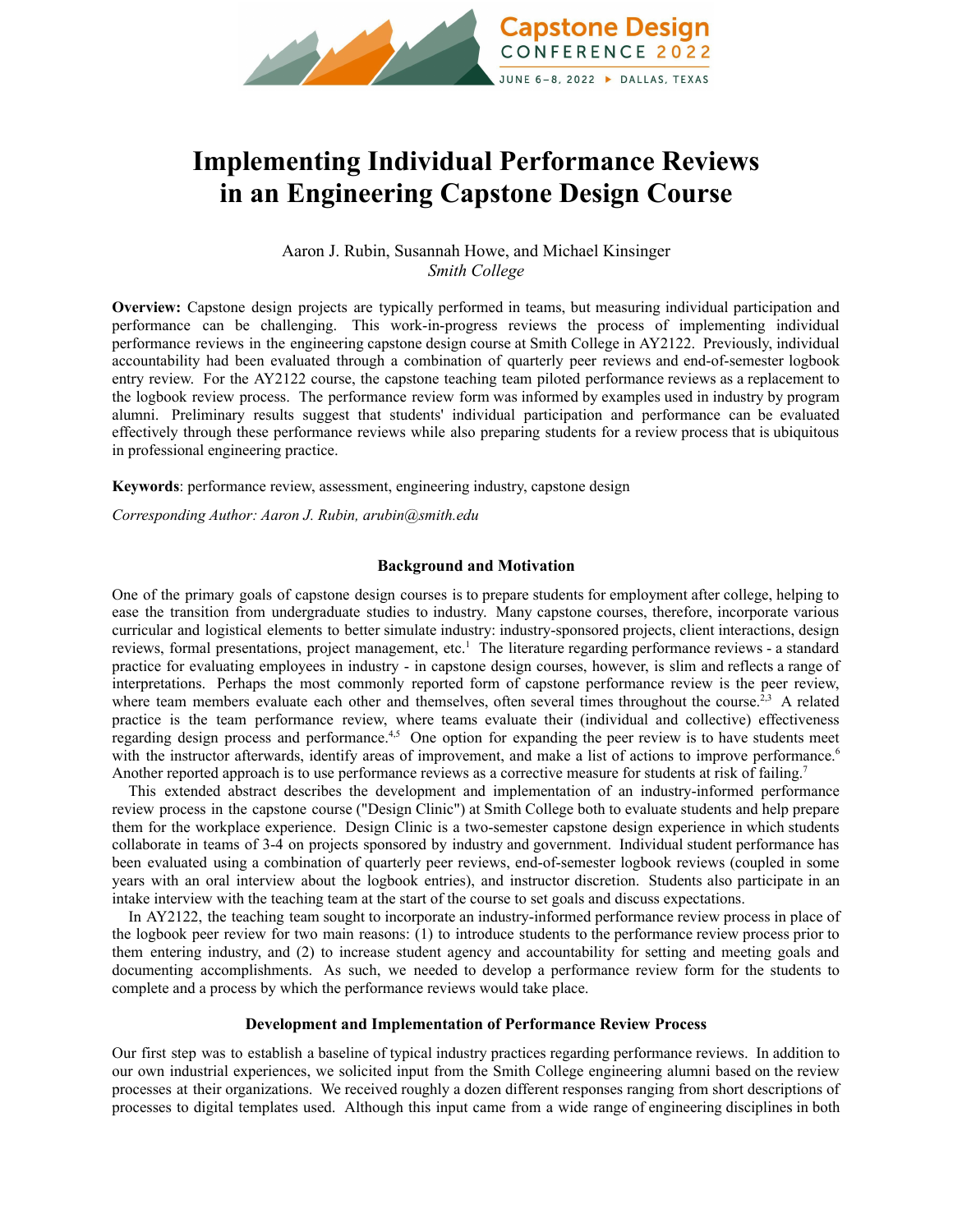# Implementing Individual Performance Reviews in an Engineering Capstone Design Course

Aaron J. Rubin, Susannah Howe, and Michael Kinsinger
*Smith College*

**Overview:** Capstone design projects are typically performed in teams, but measuring individual participation and performance can be challenging. This work-in-progress reviews the process of implementing individual performance reviews in the engineering capstone design course at Smith College in AY2122. Previously, individual accountability had been evaluated through a combination of quarterly peer reviews and end-of-semester logbook entry review. For the AY2122 course, the capstone teaching team piloted performance reviews as a replacement to the logbook review process. The performance review form was informed by examples used in industry by program alumni. Preliminary results suggest that students' individual participation and performance can be evaluated effectively through these performance reviews while also preparing students for a review process that is ubiquitous in professional engineering practice.

**Keywords**: performance review, assessment, engineering industry, capstone design

*Corresponding Author: Aaron J. Rubin, arubin@smith.edu*

## Background and Motivation

One of the primary goals of capstone design courses is to prepare students for employment after college, helping to ease the transition from undergraduate studies to industry. Many capstone courses, therefore, incorporate various curricular and logistical elements to better simulate industry: industry-sponsored projects, client interactions, design reviews, formal presentations, project management, etc.[1] The literature regarding performance reviews - a standard practice for evaluating employees in industry - in capstone design courses, however, is slim and reflects a range of interpretations. Perhaps the most commonly reported form of capstone performance review is the peer review, where team members evaluate each other and themselves, often several times throughout the course.[2,3] A related practice is the team performance review, where teams evaluate their (individual and collective) effectiveness regarding design process and performance.[4,5] One option for expanding the peer review is to have students meet with the instructor afterwards, identify areas of improvement, and make a list of actions to improve performance.[6] Another reported approach is to use performance reviews as a corrective measure for students at risk of failing.[7]

This extended abstract describes the development and implementation of an industry-informed performance review process in the capstone course ("Design Clinic") at Smith College both to evaluate students and help prepare them for the workplace experience. Design Clinic is a two-semester capstone design experience in which students collaborate in teams of 3-4 on projects sponsored by industry and government. Individual student performance has been evaluated using a combination of quarterly peer reviews, end-of-semester logbook reviews (coupled in some years with an oral interview about the logbook entries), and instructor discretion. Students also participate in an intake interview with the teaching team at the start of the course to set goals and discuss expectations.

In AY2122, the teaching team sought to incorporate an industry-informed performance review process in place of the logbook peer review for two main reasons: (1) to introduce students to the performance review process prior to them entering industry, and (2) to increase student agency and accountability for setting and meeting goals and documenting accomplishments. As such, we needed to develop a performance review form for the students to complete and a process by which the performance reviews would take place.

## Development and Implementation of Performance Review Process

Our first step was to establish a baseline of typical industry practices regarding performance reviews. In addition to our own industrial experiences, we solicited input from the Smith College engineering alumni based on the review processes at their organizations. We received roughly a dozen different responses ranging from short descriptions of processes to digital templates used. Although this input came from a wide range of engineering disciplines in both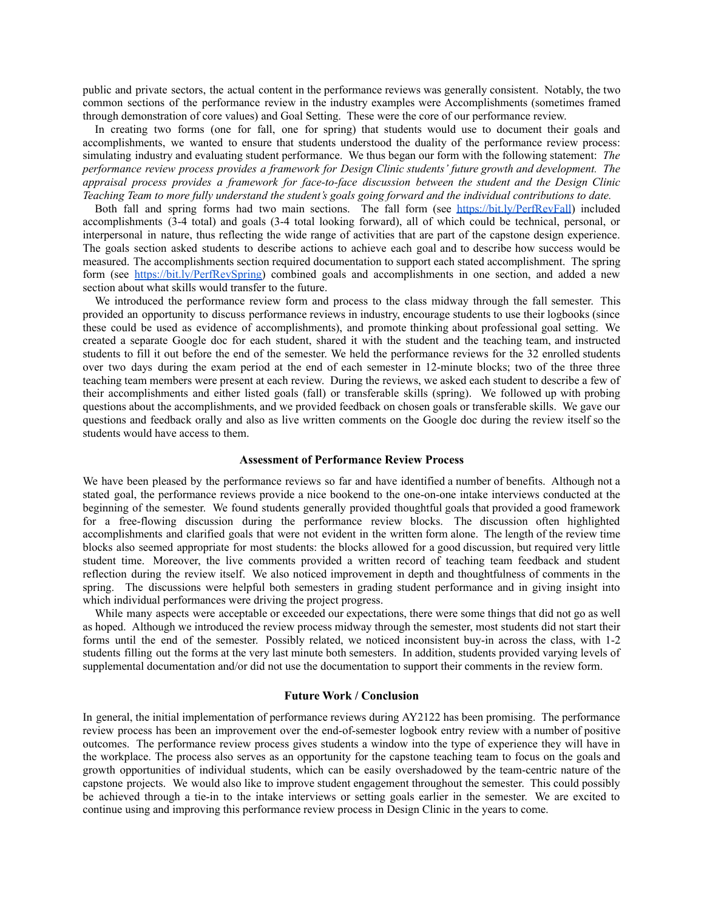public and private sectors, the actual content in the performance reviews was generally consistent. Notably, the two common sections of the performance review in the industry examples were Accomplishments (sometimes framed through demonstration of core values) and Goal Setting. These were the core of our performance review.

In creating two forms (one for fall, one for spring) that students would use to document their goals and accomplishments, we wanted to ensure that students understood the duality of the performance review process: simulating industry and evaluating student performance. We thus began our form with the following statement: *The performance review process provides a framework for Design Clinic students' future growth and development. The appraisal process provides a framework for face-to-face discussion between the student and the Design Clinic Teaching Team to more fully understand the student's goals going forward and the individual contributions to date.*

Both fall and spring forms had two main sections. The fall form (see https://bit.ly/PerfRevFall) included accomplishments (3-4 total) and goals (3-4 total looking forward), all of which could be technical, personal, or interpersonal in nature, thus reflecting the wide range of activities that are part of the capstone design experience. The goals section asked students to describe actions to achieve each goal and to describe how success would be measured. The accomplishments section required documentation to support each stated accomplishment. The spring form (see https://bit.ly/PerfRevSpring) combined goals and accomplishments in one section, and added a new section about what skills would transfer to the future.

We introduced the performance review form and process to the class midway through the fall semester. This provided an opportunity to discuss performance reviews in industry, encourage students to use their logbooks (since these could be used as evidence of accomplishments), and promote thinking about professional goal setting. We created a separate Google doc for each student, shared it with the student and the teaching team, and instructed students to fill it out before the end of the semester. We held the performance reviews for the 32 enrolled students over two days during the exam period at the end of each semester in 12-minute blocks; two of the three three teaching team members were present at each review. During the reviews, we asked each student to describe a few of their accomplishments and either listed goals (fall) or transferable skills (spring). We followed up with probing questions about the accomplishments, and we provided feedback on chosen goals or transferable skills. We gave our questions and feedback orally and also as live written comments on the Google doc during the review itself so the students would have access to them.

## Assessment of Performance Review Process

We have been pleased by the performance reviews so far and have identified a number of benefits. Although not a stated goal, the performance reviews provide a nice bookend to the one-on-one intake interviews conducted at the beginning of the semester. We found students generally provided thoughtful goals that provided a good framework for a free-flowing discussion during the performance review blocks. The discussion often highlighted accomplishments and clarified goals that were not evident in the written form alone. The length of the review time blocks also seemed appropriate for most students: the blocks allowed for a good discussion, but required very little student time. Moreover, the live comments provided a written record of teaching team feedback and student reflection during the review itself. We also noticed improvement in depth and thoughtfulness of comments in the spring. The discussions were helpful both semesters in grading student performance and in giving insight into which individual performances were driving the project progress.

While many aspects were acceptable or exceeded our expectations, there were some things that did not go as well as hoped. Although we introduced the review process midway through the semester, most students did not start their forms until the end of the semester. Possibly related, we noticed inconsistent buy-in across the class, with 1-2 students filling out the forms at the very last minute both semesters. In addition, students provided varying levels of supplemental documentation and/or did not use the documentation to support their comments in the review form.

## Future Work / Conclusion

In general, the initial implementation of performance reviews during AY2122 has been promising. The performance review process has been an improvement over the end-of-semester logbook entry review with a number of positive outcomes. The performance review process gives students a window into the type of experience they will have in the workplace. The process also serves as an opportunity for the capstone teaching team to focus on the goals and growth opportunities of individual students, which can be easily overshadowed by the team-centric nature of the capstone projects. We would also like to improve student engagement throughout the semester. This could possibly be achieved through a tie-in to the intake interviews or setting goals earlier in the semester. We are excited to continue using and improving this performance review process in Design Clinic in the years to come.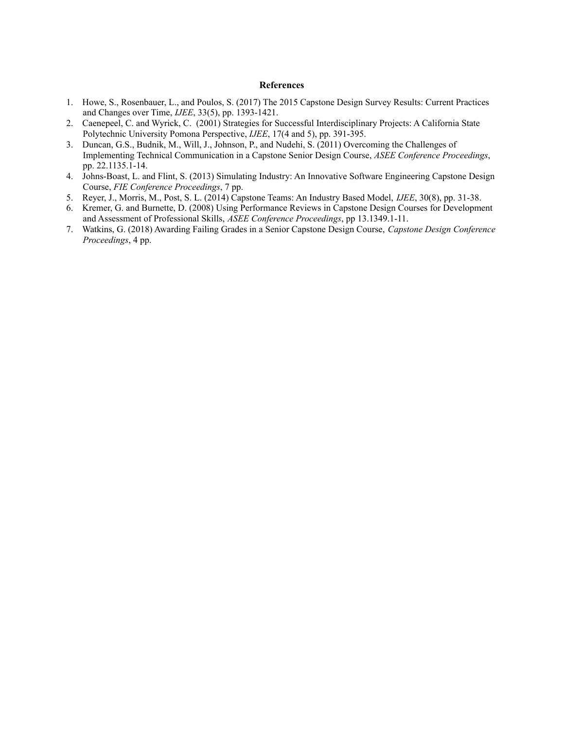## References

1. Howe, S., Rosenbauer, L., and Poulos, S. (2017) The 2015 Capstone Design Survey Results: Current Practices and Changes over Time, *IJEE*, 33(5), pp. 1393-1421.
2. Caenepeel, C. and Wyrick, C. (2001) Strategies for Successful Interdisciplinary Projects: A California State Polytechnic University Pomona Perspective, *IJEE*, 17(4 and 5), pp. 391-395.
3. Duncan, G.S., Budnik, M., Will, J., Johnson, P., and Nudehi, S. (2011) Overcoming the Challenges of Implementing Technical Communication in a Capstone Senior Design Course, *ASEE Conference Proceedings*, pp. 22.1135.1-14.
4. Johns-Boast, L. and Flint, S. (2013) Simulating Industry: An Innovative Software Engineering Capstone Design Course, *FIE Conference Proceedings*, 7 pp.
5. Reyer, J., Morris, M., Post, S. L. (2014) Capstone Teams: An Industry Based Model, *IJEE*, 30(8), pp. 31-38.
6. Kremer, G. and Burnette, D. (2008) Using Performance Reviews in Capstone Design Courses for Development and Assessment of Professional Skills, *ASEE Conference Proceedings*, pp 13.1349.1-11.
7. Watkins, G. (2018) Awarding Failing Grades in a Senior Capstone Design Course, *Capstone Design Conference Proceedings*, 4 pp.